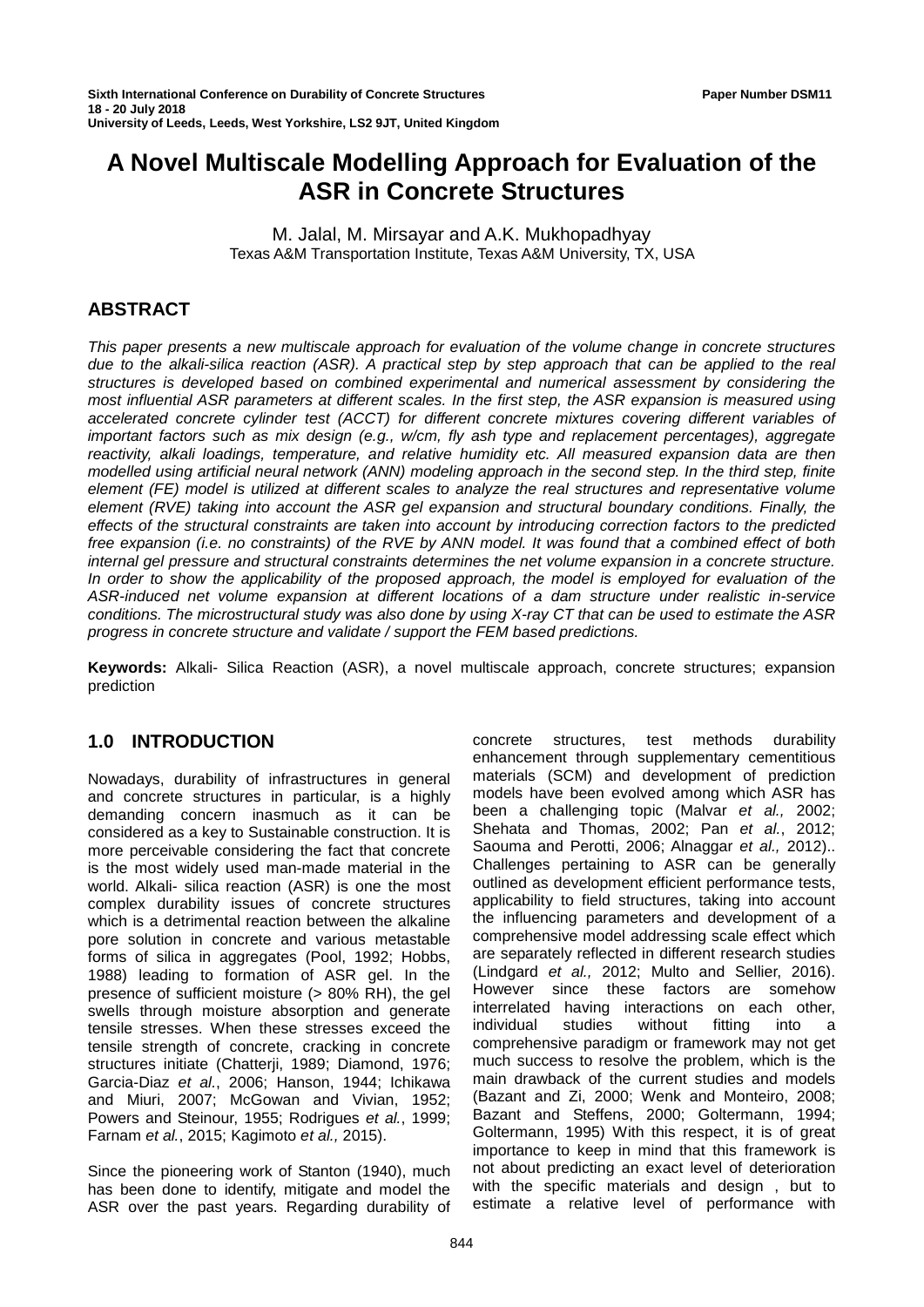Sixth International Conference on Durability of Concrete Structures
18 - 20 July 2018
University of Leeds, Leeds, West Yorkshire, LS2 9JT, United Kingdom

Paper Number DSM11

# A Novel Multiscale Modelling Approach for Evaluation of the ASR in Concrete Structures

M. Jalal, M. Mirsayar and A.K. Mukhopadhyay
Texas A&M Transportation Institute, Texas A&M University, TX, USA

## ABSTRACT

*This paper presents a new multiscale approach for evaluation of the volume change in concrete structures due to the alkali-silica reaction (ASR). A practical step by step approach that can be applied to the real structures is developed based on combined experimental and numerical assessment by considering the most influential ASR parameters at different scales. In the first step, the ASR expansion is measured using accelerated concrete cylinder test (ACCT) for different concrete mixtures covering different variables of important factors such as mix design (e.g., w/cm, fly ash type and replacement percentages), aggregate reactivity, alkali loadings, temperature, and relative humidity etc. All measured expansion data are then modelled using artificial neural network (ANN) modeling approach in the second step. In the third step, finite element (FE) model is utilized at different scales to analyze the real structures and representative volume element (RVE) taking into account the ASR gel expansion and structural boundary conditions. Finally, the effects of the structural constraints are taken into account by introducing correction factors to the predicted free expansion (i.e. no constraints) of the RVE by ANN model. It was found that a combined effect of both internal gel pressure and structural constraints determines the net volume expansion in a concrete structure. In order to show the applicability of the proposed approach, the model is employed for evaluation of the ASR-induced net volume expansion at different locations of a dam structure under realistic in-service conditions. The microstructural study was also done by using X-ray CT that can be used to estimate the ASR progress in concrete structure and validate / support the FEM based predictions.*

**Keywords:** Alkali- Silica Reaction (ASR), a novel multiscale approach, concrete structures; expansion prediction

## 1.0 INTRODUCTION

Nowadays, durability of infrastructures in general and concrete structures in particular, is a highly demanding concern inasmuch as it can be considered as a key to Sustainable construction. It is more perceivable considering the fact that concrete is the most widely used man-made material in the world. Alkali- silica reaction (ASR) is one the most complex durability issues of concrete structures which is a detrimental reaction between the alkaline pore solution in concrete and various metastable forms of silica in aggregates (Pool, 1992; Hobbs, 1988) leading to formation of ASR gel. In the presence of sufficient moisture (> 80% RH), the gel swells through moisture absorption and generate tensile stresses. When these stresses exceed the tensile strength of concrete, cracking in concrete structures initiate (Chatterji, 1989; Diamond, 1976; Garcia-Diaz *et al.*, 2006; Hanson, 1944; Ichikawa and Miuri, 2007; McGowan and Vivian, 1952; Powers and Steinour, 1955; Rodrigues *et al.*, 1999; Farnam *et al.*, 2015; Kagimoto *et al.,* 2015).

Since the pioneering work of Stanton (1940), much has been done to identify, mitigate and model the ASR over the past years. Regarding durability of concrete structures, test methods durability enhancement through supplementary cementitious materials (SCM) and development of prediction models have been evolved among which ASR has been a challenging topic (Malvar *et al.,* 2002; Shehata and Thomas, 2002; Pan *et al.*, 2012; Saouma and Perotti, 2006; Alnaggar *et al.,* 2012).. Challenges pertaining to ASR can be generally outlined as development efficient performance tests, applicability to field structures, taking into account the influencing parameters and development of a comprehensive model addressing scale effect which are separately reflected in different research studies (Lindgard *et al.,* 2012; Multo and Sellier, 2016). However since these factors are somehow interrelated having interactions on each other, individual studies without fitting into a comprehensive paradigm or framework may not get much success to resolve the problem, which is the main drawback of the current studies and models (Bazant and Zi, 2000; Wenk and Monteiro, 2008; Bazant and Steffens, 2000; Goltermann, 1994; Goltermann, 1995) With this respect, it is of great importance to keep in mind that this framework is not about predicting an exact level of deterioration with the specific materials and design , but to estimate a relative level of performance with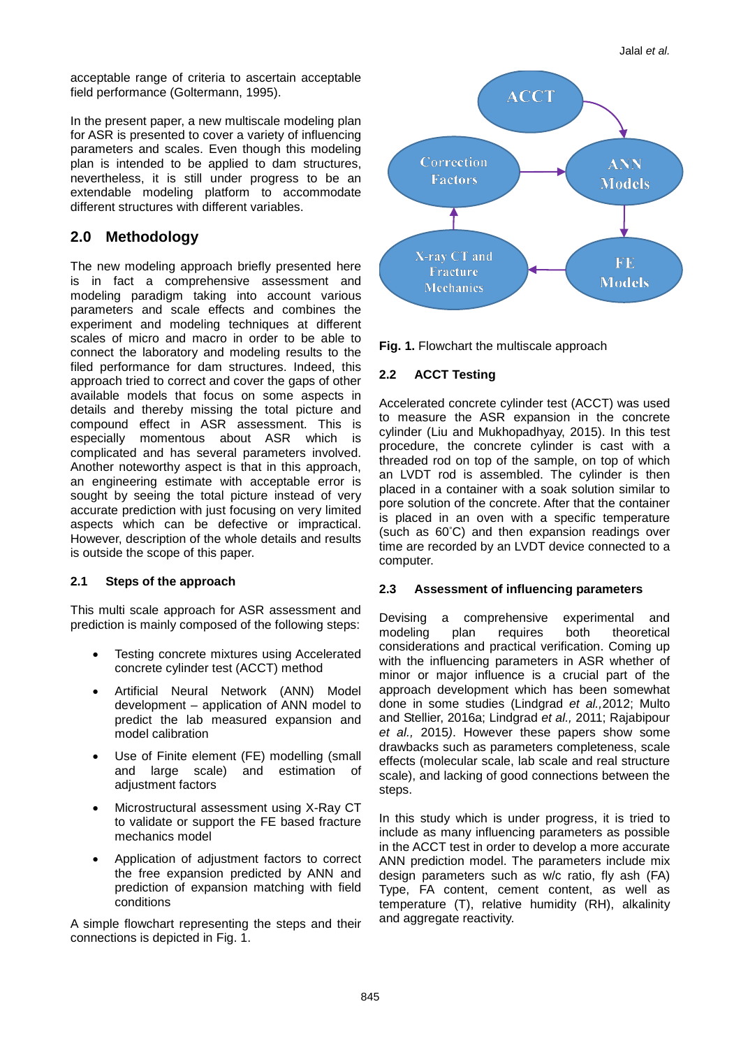acceptable range of criteria to ascertain acceptable field performance (Goltermann, 1995).

In the present paper, a new multiscale modeling plan for ASR is presented to cover a variety of influencing parameters and scales. Even though this modeling plan is intended to be applied to dam structures, nevertheless, it is still under progress to be an extendable modeling platform to accommodate different structures with different variables.

## 2.0 Methodology

The new modeling approach briefly presented here is in fact a comprehensive assessment and modeling paradigm taking into account various parameters and scale effects and combines the experiment and modeling techniques at different scales of micro and macro in order to be able to connect the laboratory and modeling results to the filed performance for dam structures. Indeed, this approach tried to correct and cover the gaps of other available models that focus on some aspects in details and thereby missing the total picture and compound effect in ASR assessment. This is especially momentous about ASR which is complicated and has several parameters involved. Another noteworthy aspect is that in this approach, an engineering estimate with acceptable error is sought by seeing the total picture instead of very accurate prediction with just focusing on very limited aspects which can be defective or impractical. However, description of the whole details and results is outside the scope of this paper.

### 2.1 Steps of the approach

This multi scale approach for ASR assessment and prediction is mainly composed of the following steps:

- Testing concrete mixtures using Accelerated concrete cylinder test (ACCT) method
- Artificial Neural Network (ANN) Model development – application of ANN model to predict the lab measured expansion and model calibration
- Use of Finite element (FE) modelling (small and large scale) and estimation of adjustment factors
- Microstructural assessment using X-Ray CT to validate or support the FE based fracture mechanics model
- Application of adjustment factors to correct the free expansion predicted by ANN and prediction of expansion matching with field conditions

A simple flowchart representing the steps and their connections is depicted in Fig. 1.

**Fig. 1.** Flowchart the multiscale approach

### 2.2 ACCT Testing

Accelerated concrete cylinder test (ACCT) was used to measure the ASR expansion in the concrete cylinder (Liu and Mukhopadhyay, 2015). In this test procedure, the concrete cylinder is cast with a threaded rod on top of the sample, on top of which an LVDT rod is assembled. The cylinder is then placed in a container with a soak solution similar to pore solution of the concrete. After that the container is placed in an oven with a specific temperature (such as 60˚C) and then expansion readings over time are recorded by an LVDT device connected to a computer.

### 2.3 Assessment of influencing parameters

Devising a comprehensive experimental and modeling plan requires both theoretical considerations and practical verification. Coming up with the influencing parameters in ASR whether of minor or major influence is a crucial part of the approach development which has been somewhat done in some studies (Lindgrad *et al.,*2012; Multo and Stellier, 2016a; Lindgrad *et al.,* 2011; Rajabipour *et al.,* 2015*)*. However these papers show some drawbacks such as parameters completeness, scale effects (molecular scale, lab scale and real structure scale), and lacking of good connections between the steps.

In this study which is under progress, it is tried to include as many influencing parameters as possible in the ACCT test in order to develop a more accurate ANN prediction model. The parameters include mix design parameters such as w/c ratio, fly ash (FA) Type, FA content, cement content, as well as temperature (T), relative humidity (RH), alkalinity and aggregate reactivity.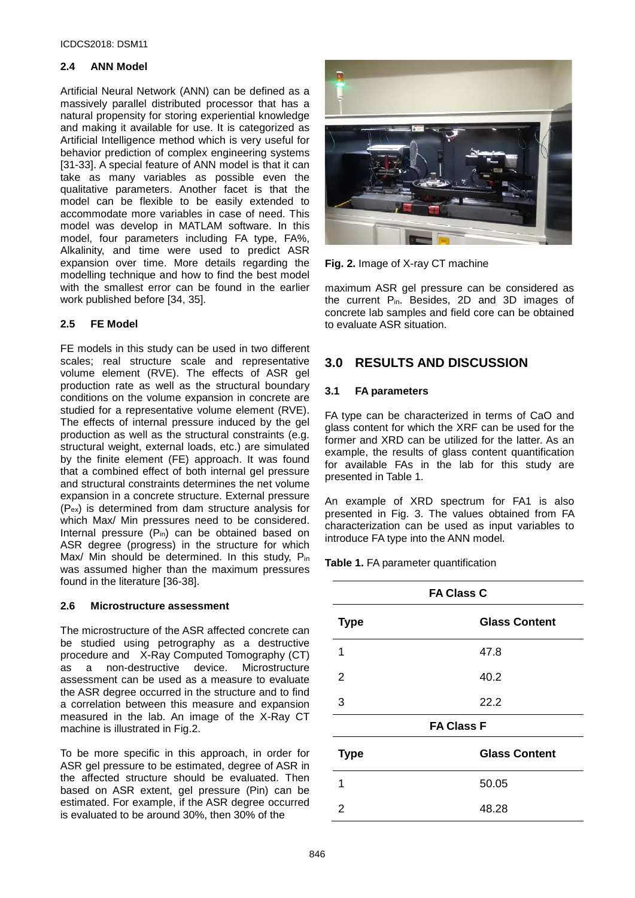### 2.4 ANN Model

Artificial Neural Network (ANN) can be defined as a massively parallel distributed processor that has a natural propensity for storing experiential knowledge and making it available for use. It is categorized as Artificial Intelligence method which is very useful for behavior prediction of complex engineering systems [31-33]. A special feature of ANN model is that it can take as many variables as possible even the qualitative parameters. Another facet is that the model can be flexible to be easily extended to accommodate more variables in case of need. This model was develop in MATLAM software. In this model, four parameters including FA type, FA%, Alkalinity, and time were used to predict ASR expansion over time. More details regarding the modelling technique and how to find the best model with the smallest error can be found in the earlier work published before [34, 35].

### 2.5 FE Model

FE models in this study can be used in two different scales; real structure scale and representative volume element (RVE). The effects of ASR gel production rate as well as the structural boundary conditions on the volume expansion in concrete are studied for a representative volume element (RVE). The effects of internal pressure induced by the gel production as well as the structural constraints (e.g. structural weight, external loads, etc.) are simulated by the finite element (FE) approach. It was found that a combined effect of both internal gel pressure and structural constraints determines the net volume expansion in a concrete structure. External pressure ($P_{ex}$) is determined from dam structure analysis for which Max/ Min pressures need to be considered. Internal pressure ($P_{in}$) can be obtained based on ASR degree (progress) in the structure for which Max/ Min should be determined. In this study, $P_{in}$ was assumed higher than the maximum pressures found in the literature [36-38].

### 2.6 Microstructure assessment

The microstructure of the ASR affected concrete can be studied using petrography as a destructive procedure and X-Ray Computed Tomography (CT) as a non-destructive device. Microstructure assessment can be used as a measure to evaluate the ASR degree occurred in the structure and to find a correlation between this measure and expansion measured in the lab. An image of the X-Ray CT machine is illustrated in Fig.2.

To be more specific in this approach, in order for ASR gel pressure to be estimated, degree of ASR in the affected structure should be evaluated. Then based on ASR extent, gel pressure (Pin) can be estimated. For example, if the ASR degree occurred is evaluated to be around 30%, then 30% of the maximum ASR gel pressure can be considered as the current $P_{in}$. Besides, 2D and 3D images of concrete lab samples and field core can be obtained to evaluate ASR situation.

**Fig. 2.** Image of X-ray CT machine

## 3.0 RESULTS AND DISCUSSION

### 3.1 FA parameters

FA type can be characterized in terms of CaO and glass content for which the XRF can be used for the former and XRD can be utilized for the latter. As an example, the results of glass content quantification for available FAs in the lab for this study are presented in Table 1.

An example of XRD spectrum for FA1 is also presented in Fig. 3. The values obtained from FA characterization can be used as input variables to introduce FA type into the ANN model.

**Table 1.** FA parameter quantification

| FA Class C | |
|---|---|
| **Type** | **Glass Content** |
| 1 | 47.8 |
| 2 | 40.2 |
| 3 | 22.2 |
| **FA Class F** | |
| **Type** | **Glass Content** |
| 1 | 50.05 |
| 2 | 48.28 |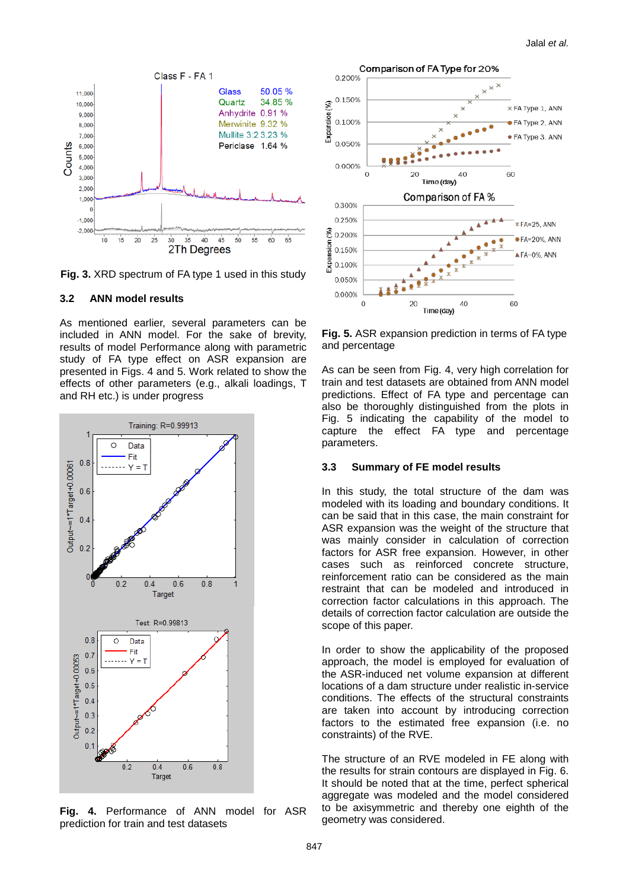Fig. 3. XRD spectrum of FA type 1 used in this study

### 3.2 ANN model results

As mentioned earlier, several parameters can be included in ANN model. For the sake of brevity, results of model Performance along with parametric study of FA type effect on ASR expansion are presented in Figs. 4 and 5. Work related to show the effects of other parameters (e.g., alkali loadings, T and RH etc.) is under progress

Fig. 4. Performance of ANN model for ASR prediction for train and test datasets

Fig. 5. ASR expansion prediction in terms of FA type and percentage

As can be seen from Fig. 4, very high correlation for train and test datasets are obtained from ANN model predictions. Effect of FA type and percentage can also be thoroughly distinguished from the plots in Fig. 5 indicating the capability of the model to capture the effect FA type and percentage parameters.

### 3.3 Summary of FE model results

In this study, the total structure of the dam was modeled with its loading and boundary conditions. It can be said that in this case, the main constraint for ASR expansion was the weight of the structure that was mainly consider in calculation of correction factors for ASR free expansion. However, in other cases such as reinforced concrete structure, reinforcement ratio can be considered as the main restraint that can be modeled and introduced in correction factor calculations in this approach. The details of correction factor calculation are outside the scope of this paper.

In order to show the applicability of the proposed approach, the model is employed for evaluation of the ASR-induced net volume expansion at different locations of a dam structure under realistic in-service conditions. The effects of the structural constraints are taken into account by introducing correction factors to the estimated free expansion (i.e. no constraints) of the RVE.

The structure of an RVE modeled in FE along with the results for strain contours are displayed in Fig. 6. It should be noted that at the time, perfect spherical aggregate was modeled and the model considered to be axisymmetric and thereby one eighth of the geometry was considered.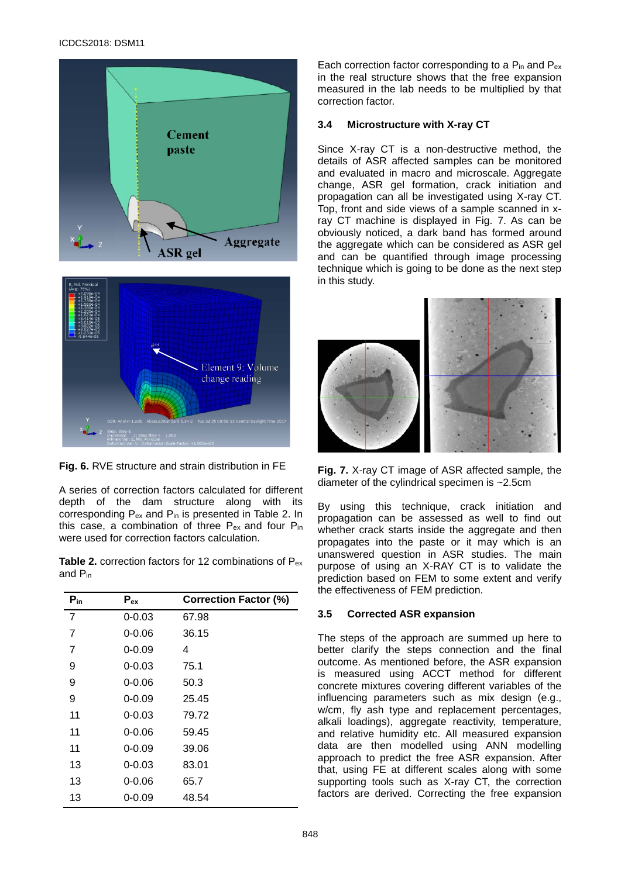**Fig. 6.** RVE structure and strain distribution in FE

A series of correction factors calculated for different depth of the dam structure along with its corresponding $P_{ex}$ and $P_{in}$ is presented in Table 2. In this case, a combination of three $P_{ex}$ and four $P_{in}$ were used for correction factors calculation.

**Table 2.** correction factors for 12 combinations of $P_{ex}$ and $P_{in}$

| $P_{in}$ | $P_{ex}$ | Correction Factor (%) |
|---|---|---|
| 7 | 0-0.03 | 67.98 |
| 7 | 0-0.06 | 36.15 |
| 7 | 0-0.09 | 4 |
| 9 | 0-0.03 | 75.1 |
| 9 | 0-0.06 | 50.3 |
| 9 | 0-0.09 | 25.45 |
| 11 | 0-0.03 | 79.72 |
| 11 | 0-0.06 | 59.45 |
| 11 | 0-0.09 | 39.06 |
| 13 | 0-0.03 | 83.01 |
| 13 | 0-0.06 | 65.7 |
| 13 | 0-0.09 | 48.54 |

Each correction factor corresponding to a $P_{in}$ and $P_{ex}$ in the real structure shows that the free expansion measured in the lab needs to be multiplied by that correction factor.

### 3.4 Microstructure with X-ray CT

Since X-ray CT is a non-destructive method, the details of ASR affected samples can be monitored and evaluated in macro and microscale. Aggregate change, ASR gel formation, crack initiation and propagation can all be investigated using X-ray CT. Top, front and side views of a sample scanned in x-ray CT machine is displayed in Fig. 7. As can be obviously noticed, a dark band has formed around the aggregate which can be considered as ASR gel and can be quantified through image processing technique which is going to be done as the next step in this study.

**Fig. 7.** X-ray CT image of ASR affected sample, the diameter of the cylindrical specimen is ~2.5cm

By using this technique, crack initiation and propagation can be assessed as well to find out whether crack starts inside the aggregate and then propagates into the paste or it may which is an unanswered question in ASR studies. The main purpose of using an X-RAY CT is to validate the prediction based on FEM to some extent and verify the effectiveness of FEM prediction.

### 3.5 Corrected ASR expansion

The steps of the approach are summed up here to better clarify the steps connection and the final outcome. As mentioned before, the ASR expansion is measured using ACCT method for different concrete mixtures covering different variables of the influencing parameters such as mix design (e.g., w/cm, fly ash type and replacement percentages, alkali loadings), aggregate reactivity, temperature, and relative humidity etc. All measured expansion data are then modelled using ANN modelling approach to predict the free ASR expansion. After that, using FE at different scales along with some supporting tools such as X-ray CT, the correction factors are derived. Correcting the free expansion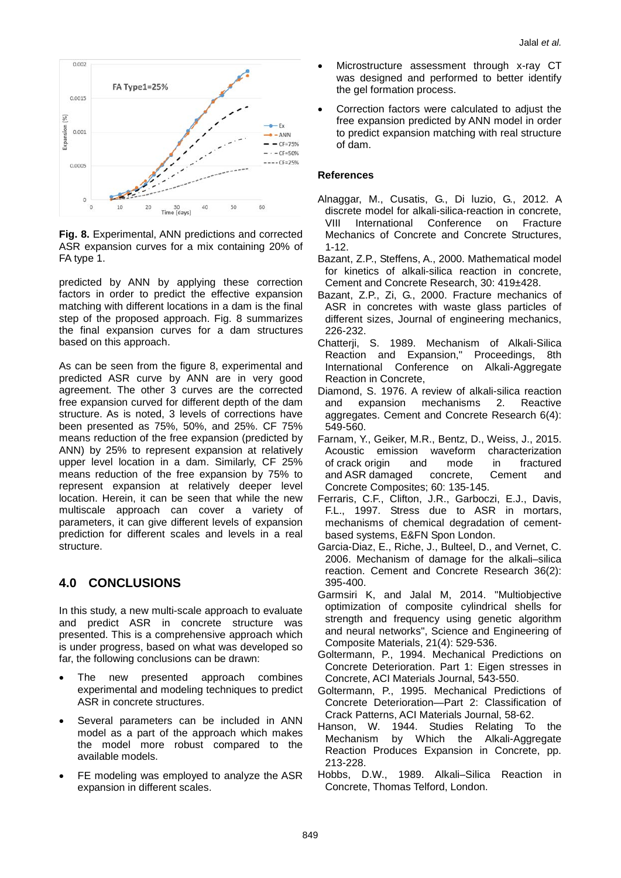**Fig. 8.** Experimental, ANN predictions and corrected ASR expansion curves for a mix containing 20% of FA type 1.

predicted by ANN by applying these correction factors in order to predict the effective expansion matching with different locations in a dam is the final step of the proposed approach. Fig. 8 summarizes the final expansion curves for a dam structures based on this approach.

As can be seen from the figure 8, experimental and predicted ASR curve by ANN are in very good agreement. The other 3 curves are the corrected free expansion curved for different depth of the dam structure. As is noted, 3 levels of corrections have been presented as 75%, 50%, and 25%. CF 75% means reduction of the free expansion (predicted by ANN) by 25% to represent expansion at relatively upper level location in a dam. Similarly, CF 25% means reduction of the free expansion by 75% to represent expansion at relatively deeper level location. Herein, it can be seen that while the new multiscale approach can cover a variety of parameters, it can give different levels of expansion prediction for different scales and levels in a real structure.

## 4.0 CONCLUSIONS

In this study, a new multi-scale approach to evaluate and predict ASR in concrete structure was presented. This is a comprehensive approach which is under progress, based on what was developed so far, the following conclusions can be drawn:

- The new presented approach combines experimental and modeling techniques to predict ASR in concrete structures.
- Several parameters can be included in ANN model as a part of the approach which makes the model more robust compared to the available models.
- FE modeling was employed to analyze the ASR expansion in different scales.
- Microstructure assessment through x-ray CT was designed and performed to better identify the gel formation process.
- Correction factors were calculated to adjust the free expansion predicted by ANN model in order to predict expansion matching with real structure of dam.

### References

Alnaggar, M., Cusatis, G., Di luzio, G., 2012. A discrete model for alkali-silica-reaction in concrete, VIII International Conference on Fracture Mechanics of Concrete and Concrete Structures, 1-12.

Bazant, Z.P., Steffens, A., 2000. Mathematical model for kinetics of alkali-silica reaction in concrete, Cement and Concrete Research, 30: 419±428.

Bazant, Z.P., Zi, G., 2000. Fracture mechanics of ASR in concretes with waste glass particles of different sizes, Journal of engineering mechanics, 226-232.

Chatterji, S. 1989. Mechanism of Alkali-Silica Reaction and Expansion," Proceedings, 8th International Conference on Alkali-Aggregate Reaction in Concrete,

Diamond, S. 1976. A review of alkali-silica reaction and expansion mechanisms 2. Reactive aggregates. Cement and Concrete Research 6(4): 549-560.

Farnam, Y., Geiker, M.R., Bentz, D., Weiss, J., 2015. Acoustic emission waveform characterization of crack origin and mode in fractured and ASR damaged concrete, Cement and Concrete Composites; 60: 135-145.

Ferraris, C.F., Clifton, J.R., Garboczi, E.J., Davis, F.L., 1997. Stress due to ASR in mortars, mechanisms of chemical degradation of cement-based systems, E&FN Spon London.

Garcia-Diaz, E., Riche, J., Bulteel, D., and Vernet, C. 2006. Mechanism of damage for the alkali–silica reaction. Cement and Concrete Research 36(2): 395-400.

Garmsiri K, and Jalal M, 2014. "Multiobjective optimization of composite cylindrical shells for strength and frequency using genetic algorithm and neural networks", Science and Engineering of Composite Materials, 21(4): 529-536.

Goltermann, P., 1994. Mechanical Predictions on Concrete Deterioration. Part 1: Eigen stresses in Concrete, ACI Materials Journal, 543-550.

Goltermann, P., 1995. Mechanical Predictions of Concrete Deterioration—Part 2: Classification of Crack Patterns, ACI Materials Journal, 58-62.

Hanson, W. 1944. Studies Relating To the Mechanism by Which the Alkali-Aggregate Reaction Produces Expansion in Concrete, pp. 213-228.

Hobbs, D.W., 1989. Alkali–Silica Reaction in Concrete, Thomas Telford, London.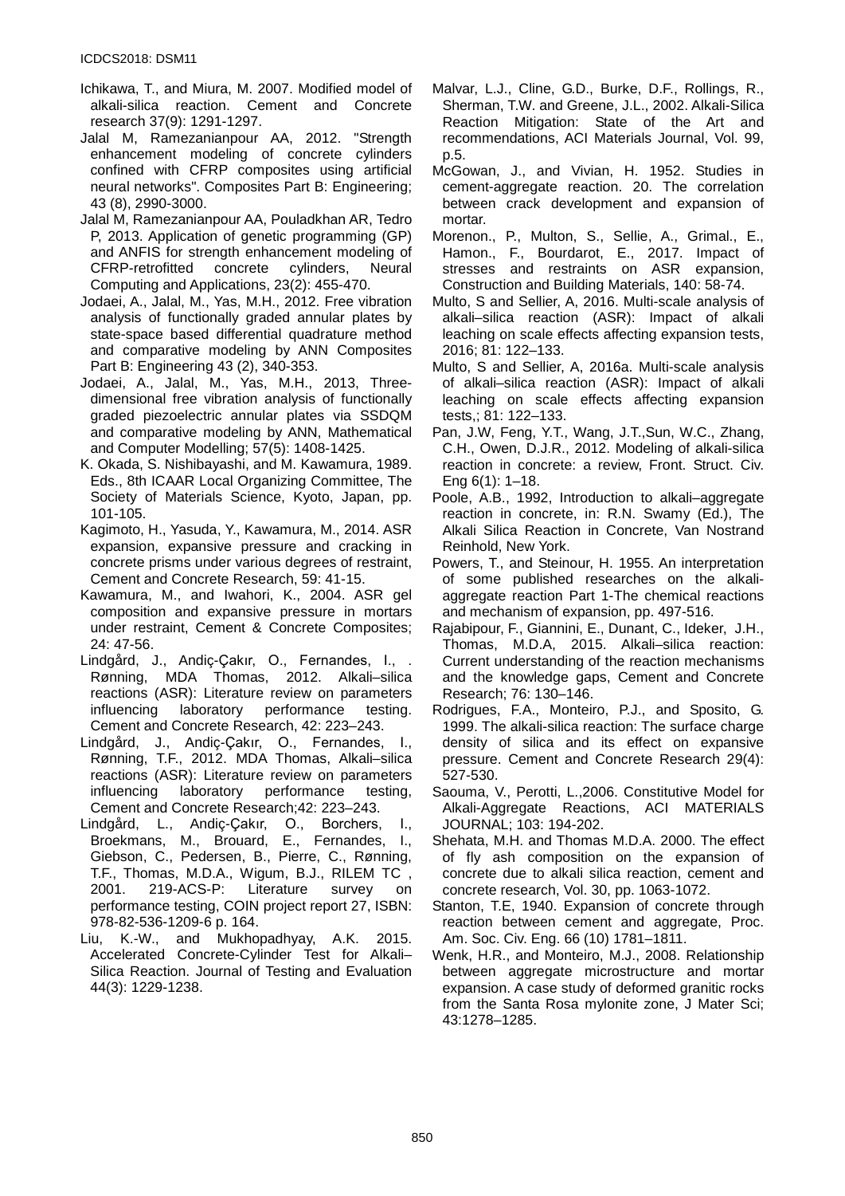Ichikawa, T., and Miura, M. 2007. Modified model of alkali-silica reaction. Cement and Concrete research 37(9): 1291-1297.

Jalal M, Ramezanianpour AA, 2012. "Strength enhancement modeling of concrete cylinders confined with CFRP composites using artificial neural networks". Composites Part B: Engineering; 43 (8), 2990-3000.

Jalal M, Ramezanianpour AA, Pouladkhan AR, Tedro P, 2013. Application of genetic programming (GP) and ANFIS for strength enhancement modeling of CFRP-retrofitted concrete cylinders, Neural Computing and Applications, 23(2): 455-470.

Jodaei, A., Jalal, M., Yas, M.H., 2012. Free vibration analysis of functionally graded annular plates by state-space based differential quadrature method and comparative modeling by ANN Composites Part B: Engineering 43 (2), 340-353.

Jodaei, A., Jalal, M., Yas, M.H., 2013, Three-dimensional free vibration analysis of functionally graded piezoelectric annular plates via SSDQM and comparative modeling by ANN, Mathematical and Computer Modelling; 57(5): 1408-1425.

K. Okada, S. Nishibayashi, and M. Kawamura, 1989. Eds., 8th ICAAR Local Organizing Committee, The Society of Materials Science, Kyoto, Japan, pp. 101-105.

Kagimoto, H., Yasuda, Y., Kawamura, M., 2014. ASR expansion, expansive pressure and cracking in concrete prisms under various degrees of restraint, Cement and Concrete Research, 59: 41-15.

Kawamura, M., and Iwahori, K., 2004. ASR gel composition and expansive pressure in mortars under restraint, Cement & Concrete Composites; 24: 47-56.

Lindgård, J., Andiç-Çakır, O., Fernandes, I., . Rønning, MDA Thomas, 2012. Alkali–silica reactions (ASR): Literature review on parameters influencing laboratory performance testing. Cement and Concrete Research, 42: 223–243.

Lindgård, J., Andiç-Çakır, O., Fernandes, I., Rønning, T.F., 2012. MDA Thomas, Alkali–silica reactions (ASR): Literature review on parameters influencing laboratory performance testing, Cement and Concrete Research;42: 223–243.

Lindgård, L., Andiç-Çakır, O., Borchers, I., Broekmans, M., Brouard, E., Fernandes, I., Giebson, C., Pedersen, B., Pierre, C., Rønning, T.F., Thomas, M.D.A., Wigum, B.J., RILEM TC , 2001. 219-ACS-P: Literature survey on performance testing, COIN project report 27, ISBN: 978-82-536-1209-6 p. 164.

Liu, K.-W., and Mukhopadhyay, A.K. 2015. Accelerated Concrete-Cylinder Test for Alkali–Silica Reaction. Journal of Testing and Evaluation 44(3): 1229-1238.

Malvar, L.J., Cline, G.D., Burke, D.F., Rollings, R., Sherman, T.W. and Greene, J.L., 2002. Alkali-Silica Reaction Mitigation: State of the Art and recommendations, ACI Materials Journal, Vol. 99, p.5.

McGowan, J., and Vivian, H. 1952. Studies in cement-aggregate reaction. 20. The correlation between crack development and expansion of mortar.

Morenon., P., Multon, S., Sellie, A., Grimal., E., Hamon., F., Bourdarot, E., 2017. Impact of stresses and restraints on ASR expansion, Construction and Building Materials, 140: 58-74.

Multo, S and Sellier, A, 2016. Multi-scale analysis of alkali–silica reaction (ASR): Impact of alkali leaching on scale effects affecting expansion tests, 2016; 81: 122–133.

Multo, S and Sellier, A, 2016a. Multi-scale analysis of alkali–silica reaction (ASR): Impact of alkali leaching on scale effects affecting expansion tests,; 81: 122–133.

Pan, J.W, Feng, Y.T., Wang, J.T.,Sun, W.C., Zhang, C.H., Owen, D.J.R., 2012. Modeling of alkali-silica reaction in concrete: a review, Front. Struct. Civ. Eng 6(1): 1–18.

Poole, A.B., 1992, Introduction to alkali–aggregate reaction in concrete, in: R.N. Swamy (Ed.), The Alkali Silica Reaction in Concrete, Van Nostrand Reinhold, New York.

Powers, T., and Steinour, H. 1955. An interpretation of some published researches on the alkali-aggregate reaction Part 1-The chemical reactions and mechanism of expansion, pp. 497-516.

Rajabipour, F., Giannini, E., Dunant, C., Ideker, J.H., Thomas, M.D.A, 2015. Alkali–silica reaction: Current understanding of the reaction mechanisms and the knowledge gaps, Cement and Concrete Research; 76: 130–146.

Rodrigues, F.A., Monteiro, P.J., and Sposito, G. 1999. The alkali-silica reaction: The surface charge density of silica and its effect on expansive pressure. Cement and Concrete Research 29(4): 527-530.

Saouma, V., Perotti, L.,2006. Constitutive Model for Alkali-Aggregate Reactions, ACI MATERIALS JOURNAL; 103: 194-202.

Shehata, M.H. and Thomas M.D.A. 2000. The effect of fly ash composition on the expansion of concrete due to alkali silica reaction, cement and concrete research, Vol. 30, pp. 1063-1072.

Stanton, T.E, 1940. Expansion of concrete through reaction between cement and aggregate, Proc. Am. Soc. Civ. Eng. 66 (10) 1781–1811.

Wenk, H.R., and Monteiro, M.J., 2008. Relationship between aggregate microstructure and mortar expansion. A case study of deformed granitic rocks from the Santa Rosa mylonite zone, J Mater Sci; 43:1278–1285.